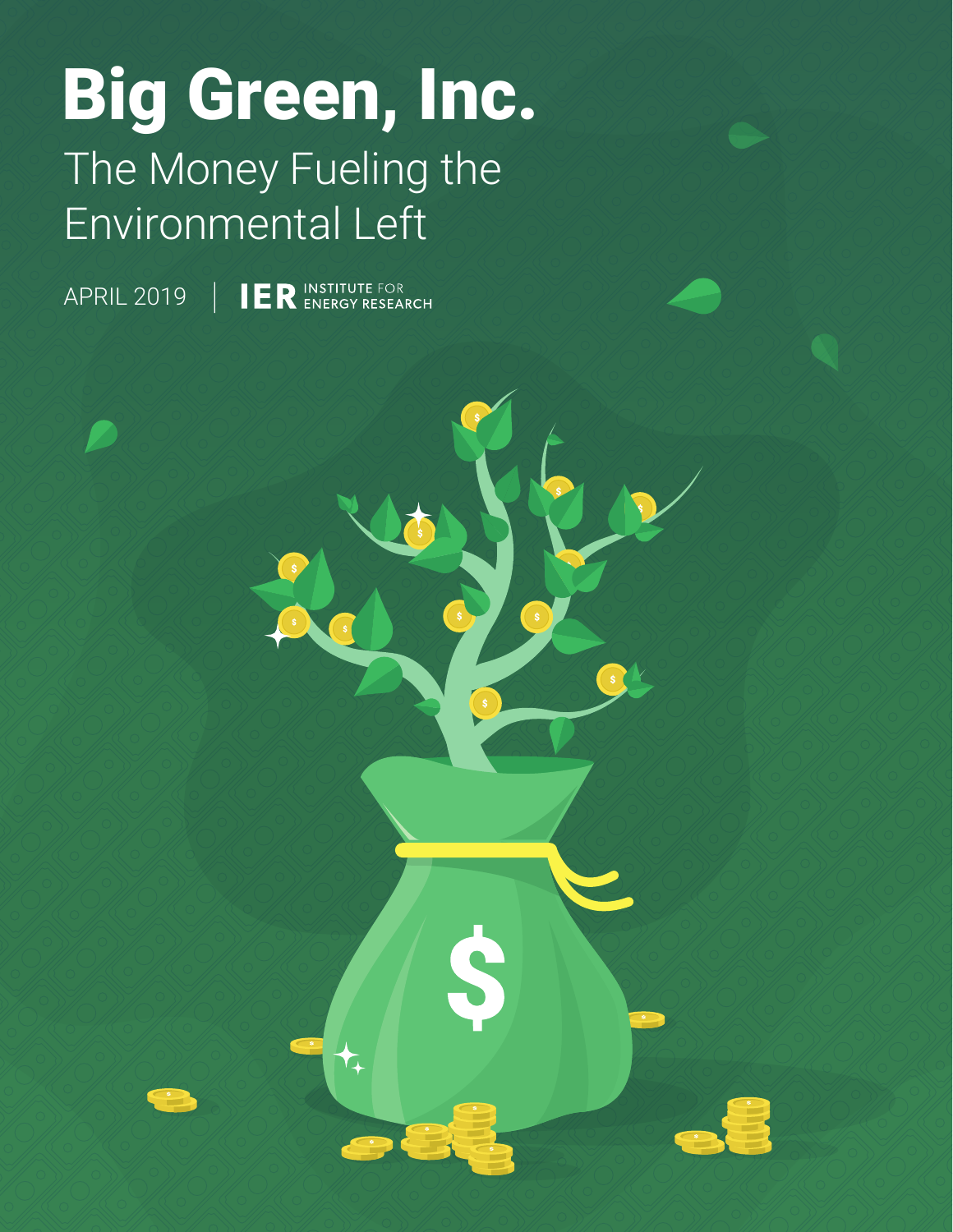# Big Green, Inc.

## The Money Fueling the Environmental Left

APRIL 2019 | IER INSTITUTE FOR ENERGY RESEARCH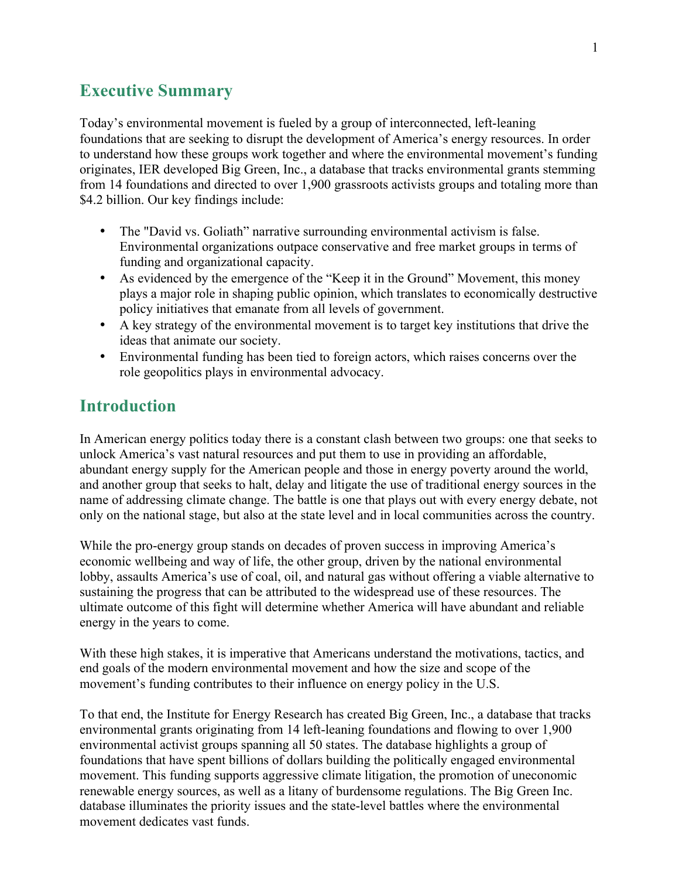## Executive Summary

Today's environmental movement is fueled by a group of interconnected, left-leaning foundations that are seeking to disrupt the development of America's energy resources. In order to understand how these groups work together and where the environmental movement's funding originates, IER developed Big Green, Inc., a database that tracks environmental grants stemming from 14 foundations and directed to over 1,900 grassroots activists groups and totaling more than $4.2 billion. Our key findings include:

- The "David vs. Goliath" narrative surrounding environmental activism is false. Environmental organizations outpace conservative and free market groups in terms of funding and organizational capacity.
- As evidenced by the emergence of the "Keep it in the Ground" Movement, this money plays a major role in shaping public opinion, which translates to economically destructive policy initiatives that emanate from all levels of government.
- A key strategy of the environmental movement is to target key institutions that drive the ideas that animate our society.
- Environmental funding has been tied to foreign actors, which raises concerns over the role geopolitics plays in environmental advocacy.

## Introduction

In American energy politics today there is a constant clash between two groups: one that seeks to unlock America's vast natural resources and put them to use in providing an affordable, abundant energy supply for the American people and those in energy poverty around the world, and another group that seeks to halt, delay and litigate the use of traditional energy sources in the name of addressing climate change. The battle is one that plays out with every energy debate, not only on the national stage, but also at the state level and in local communities across the country.

While the pro-energy group stands on decades of proven success in improving America's economic wellbeing and way of life, the other group, driven by the national environmental lobby, assaults America's use of coal, oil, and natural gas without offering a viable alternative to sustaining the progress that can be attributed to the widespread use of these resources. The ultimate outcome of this fight will determine whether America will have abundant and reliable energy in the years to come.

With these high stakes, it is imperative that Americans understand the motivations, tactics, and end goals of the modern environmental movement and how the size and scope of the movement's funding contributes to their influence on energy policy in the U.S.

To that end, the Institute for Energy Research has created Big Green, Inc., a database that tracks environmental grants originating from 14 left-leaning foundations and flowing to over 1,900 environmental activist groups spanning all 50 states. The database highlights a group of foundations that have spent billions of dollars building the politically engaged environmental movement. This funding supports aggressive climate litigation, the promotion of uneconomic renewable energy sources, as well as a litany of burdensome regulations. The Big Green Inc. database illuminates the priority issues and the state-level battles where the environmental movement dedicates vast funds.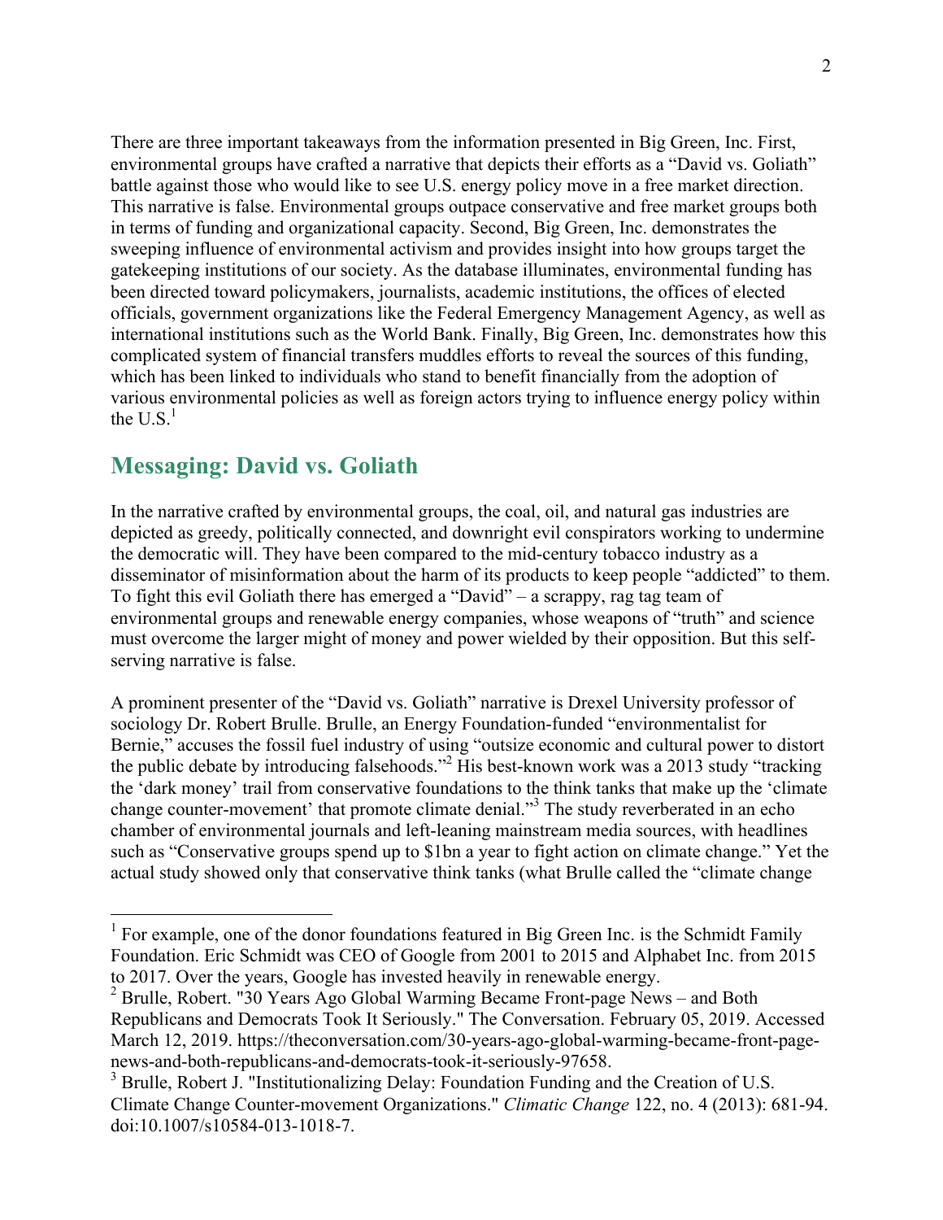There are three important takeaways from the information presented in Big Green, Inc. First, environmental groups have crafted a narrative that depicts their efforts as a "David vs. Goliath" battle against those who would like to see U.S. energy policy move in a free market direction. This narrative is false. Environmental groups outpace conservative and free market groups both in terms of funding and organizational capacity. Second, Big Green, Inc. demonstrates the sweeping influence of environmental activism and provides insight into how groups target the gatekeeping institutions of our society. As the database illuminates, environmental funding has been directed toward policymakers, journalists, academic institutions, the offices of elected officials, government organizations like the Federal Emergency Management Agency, as well as international institutions such as the World Bank. Finally, Big Green, Inc. demonstrates how this complicated system of financial transfers muddles efforts to reveal the sources of this funding, which has been linked to individuals who stand to benefit financially from the adoption of various environmental policies as well as foreign actors trying to influence energy policy within the U.S.[1]

## Messaging: David vs. Goliath

In the narrative crafted by environmental groups, the coal, oil, and natural gas industries are depicted as greedy, politically connected, and downright evil conspirators working to undermine the democratic will. They have been compared to the mid-century tobacco industry as a disseminator of misinformation about the harm of its products to keep people "addicted" to them. To fight this evil Goliath there has emerged a "David" – a scrappy, rag tag team of environmental groups and renewable energy companies, whose weapons of "truth" and science must overcome the larger might of money and power wielded by their opposition. But this self-serving narrative is false.

A prominent presenter of the "David vs. Goliath" narrative is Drexel University professor of sociology Dr. Robert Brulle. Brulle, an Energy Foundation-funded "environmentalist for Bernie," accuses the fossil fuel industry of using "outsize economic and cultural power to distort the public debate by introducing falsehoods."[2] His best-known work was a 2013 study "tracking the 'dark money' trail from conservative foundations to the think tanks that make up the 'climate change counter-movement' that promote climate denial."[3] The study reverberated in an echo chamber of environmental journals and left-leaning mainstream media sources, with headlines such as "Conservative groups spend up to $1bn a year to fight action on climate change." Yet the actual study showed only that conservative think tanks (what Brulle called the "climate change

---

[1] For example, one of the donor foundations featured in Big Green Inc. is the Schmidt Family Foundation. Eric Schmidt was CEO of Google from 2001 to 2015 and Alphabet Inc. from 2015 to 2017. Over the years, Google has invested heavily in renewable energy.

[2] Brulle, Robert. "30 Years Ago Global Warming Became Front-page News – and Both Republicans and Democrats Took It Seriously." The Conversation. February 05, 2019. Accessed March 12, 2019. https://theconversation.com/30-years-ago-global-warming-became-front-page-news-and-both-republicans-and-democrats-took-it-seriously-97658.

[3] Brulle, Robert J. "Institutionalizing Delay: Foundation Funding and the Creation of U.S. Climate Change Counter-movement Organizations." *Climatic Change* 122, no. 4 (2013): 681-94. doi:10.1007/s10584-013-1018-7.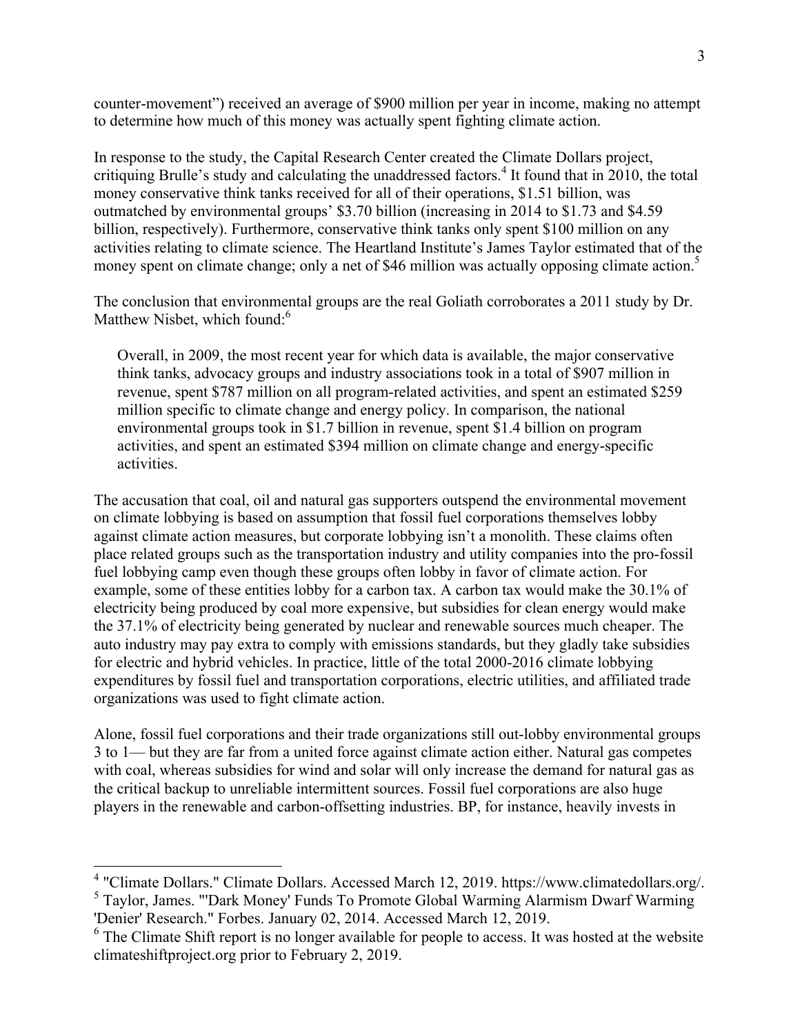counter-movement") received an average of $900 million per year in income, making no attempt to determine how much of this money was actually spent fighting climate action.

In response to the study, the Capital Research Center created the Climate Dollars project, critiquing Brulle's study and calculating the unaddressed factors.[4] It found that in 2010, the total money conservative think tanks received for all of their operations, $1.51 billion, was outmatched by environmental groups' $3.70 billion (increasing in 2014 to $1.73 and $4.59 billion, respectively). Furthermore, conservative think tanks only spent $100 million on any activities relating to climate science. The Heartland Institute's James Taylor estimated that of the money spent on climate change; only a net of $46 million was actually opposing climate action.[5]

The conclusion that environmental groups are the real Goliath corroborates a 2011 study by Dr. Matthew Nisbet, which found:[6]

> Overall, in 2009, the most recent year for which data is available, the major conservative think tanks, advocacy groups and industry associations took in a total of $907 million in revenue, spent $787 million on all program-related activities, and spent an estimated $259 million specific to climate change and energy policy. In comparison, the national environmental groups took in $1.7 billion in revenue, spent $1.4 billion on program activities, and spent an estimated $394 million on climate change and energy-specific activities.

The accusation that coal, oil and natural gas supporters outspend the environmental movement on climate lobbying is based on assumption that fossil fuel corporations themselves lobby against climate action measures, but corporate lobbying isn't a monolith. These claims often place related groups such as the transportation industry and utility companies into the pro-fossil fuel lobbying camp even though these groups often lobby in favor of climate action. For example, some of these entities lobby for a carbon tax. A carbon tax would make the 30.1% of electricity being produced by coal more expensive, but subsidies for clean energy would make the 37.1% of electricity being generated by nuclear and renewable sources much cheaper. The auto industry may pay extra to comply with emissions standards, but they gladly take subsidies for electric and hybrid vehicles. In practice, little of the total 2000-2016 climate lobbying expenditures by fossil fuel and transportation corporations, electric utilities, and affiliated trade organizations was used to fight climate action.

Alone, fossil fuel corporations and their trade organizations still out-lobby environmental groups 3 to 1— but they are far from a united force against climate action either. Natural gas competes with coal, whereas subsidies for wind and solar will only increase the demand for natural gas as the critical backup to unreliable intermittent sources. Fossil fuel corporations are also huge players in the renewable and carbon-offsetting industries. BP, for instance, heavily invests in

---

[4] "Climate Dollars." Climate Dollars. Accessed March 12, 2019. https://www.climatedollars.org/.

[5] Taylor, James. "'Dark Money' Funds To Promote Global Warming Alarmism Dwarf Warming 'Denier' Research." Forbes. January 02, 2014. Accessed March 12, 2019.

[6] The Climate Shift report is no longer available for people to access. It was hosted at the website climateshiftproject.org prior to February 2, 2019.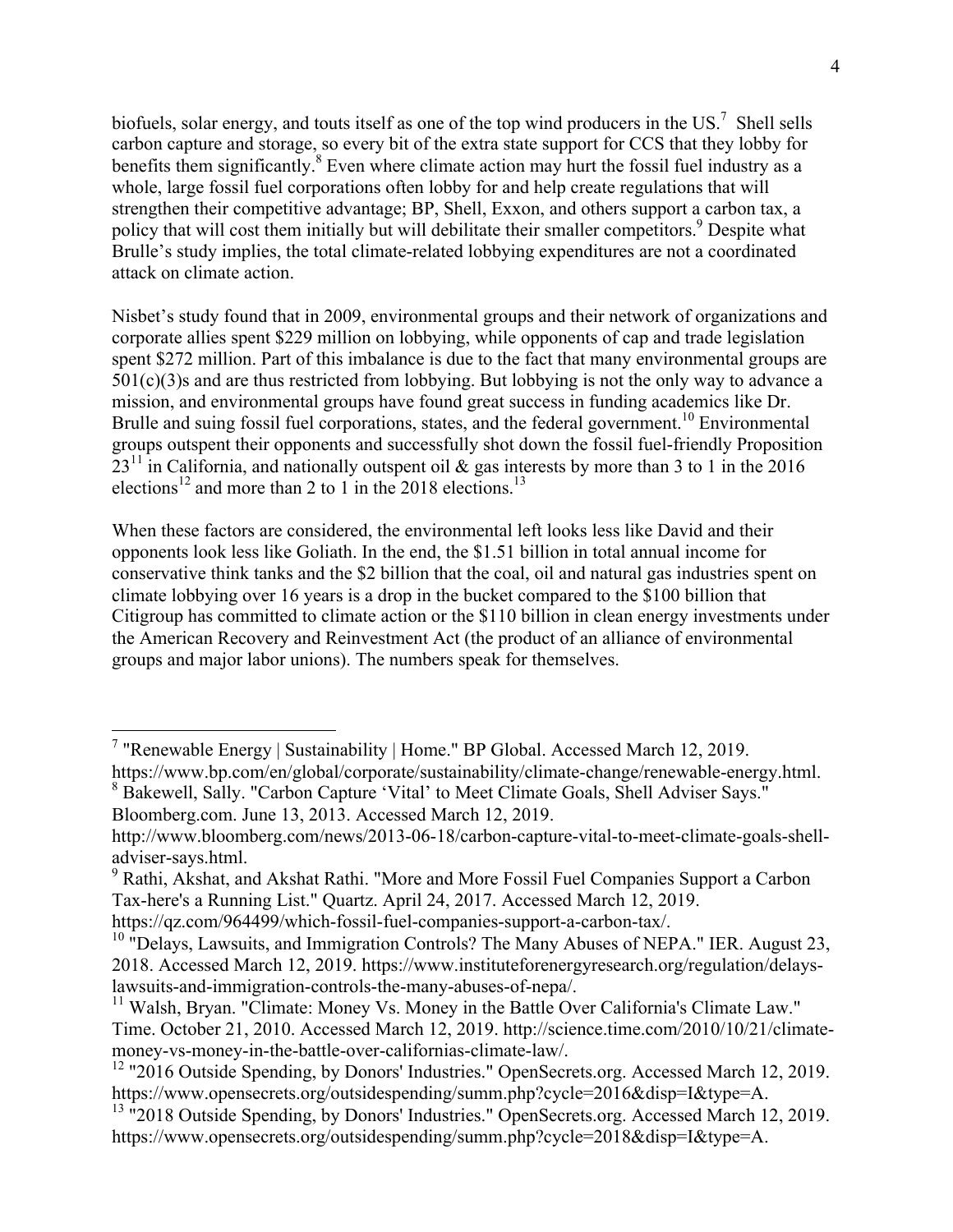biofuels, solar energy, and touts itself as one of the top wind producers in the US.[7] Shell sells carbon capture and storage, so every bit of the extra state support for CCS that they lobby for benefits them significantly.[8] Even where climate action may hurt the fossil fuel industry as a whole, large fossil fuel corporations often lobby for and help create regulations that will strengthen their competitive advantage; BP, Shell, Exxon, and others support a carbon tax, a policy that will cost them initially but will debilitate their smaller competitors.[9] Despite what Brulle's study implies, the total climate-related lobbying expenditures are not a coordinated attack on climate action.

Nisbet's study found that in 2009, environmental groups and their network of organizations and corporate allies spent $229 million on lobbying, while opponents of cap and trade legislation spent $272 million. Part of this imbalance is due to the fact that many environmental groups are 501(c)(3)s and are thus restricted from lobbying. But lobbying is not the only way to advance a mission, and environmental groups have found great success in funding academics like Dr. Brulle and suing fossil fuel corporations, states, and the federal government.[10] Environmental groups outspent their opponents and successfully shot down the fossil fuel-friendly Proposition 23[11] in California, and nationally outspent oil & gas interests by more than 3 to 1 in the 2016 elections[12] and more than 2 to 1 in the 2018 elections.[13]

When these factors are considered, the environmental left looks less like David and their opponents look less like Goliath. In the end, the $1.51 billion in total annual income for conservative think tanks and the $2 billion that the coal, oil and natural gas industries spent on climate lobbying over 16 years is a drop in the bucket compared to the $100 billion that Citigroup has committed to climate action or the $110 billion in clean energy investments under the American Recovery and Reinvestment Act (the product of an alliance of environmental groups and major labor unions). The numbers speak for themselves.

---

[7] "Renewable Energy | Sustainability | Home." BP Global. Accessed March 12, 2019. https://www.bp.com/en/global/corporate/sustainability/climate-change/renewable-energy.html.

[8] Bakewell, Sally. "Carbon Capture 'Vital' to Meet Climate Goals, Shell Adviser Says." Bloomberg.com. June 13, 2013. Accessed March 12, 2019. http://www.bloomberg.com/news/2013-06-18/carbon-capture-vital-to-meet-climate-goals-shell-adviser-says.html.

[9] Rathi, Akshat, and Akshat Rathi. "More and More Fossil Fuel Companies Support a Carbon Tax-here's a Running List." Quartz. April 24, 2017. Accessed March 12, 2019. https://qz.com/964499/which-fossil-fuel-companies-support-a-carbon-tax/.

[10] "Delays, Lawsuits, and Immigration Controls? The Many Abuses of NEPA." IER. August 23, 2018. Accessed March 12, 2019. https://www.instituteforenergyresearch.org/regulation/delays-lawsuits-and-immigration-controls-the-many-abuses-of-nepa/.

[11] Walsh, Bryan. "Climate: Money Vs. Money in the Battle Over California's Climate Law." Time. October 21, 2010. Accessed March 12, 2019. http://science.time.com/2010/10/21/climate-money-vs-money-in-the-battle-over-californias-climate-law/.

[12] "2016 Outside Spending, by Donors' Industries." OpenSecrets.org. Accessed March 12, 2019. https://www.opensecrets.org/outsidespending/summ.php?cycle=2016&disp=I&type=A.

[13] "2018 Outside Spending, by Donors' Industries." OpenSecrets.org. Accessed March 12, 2019. https://www.opensecrets.org/outsidespending/summ.php?cycle=2018&disp=I&type=A.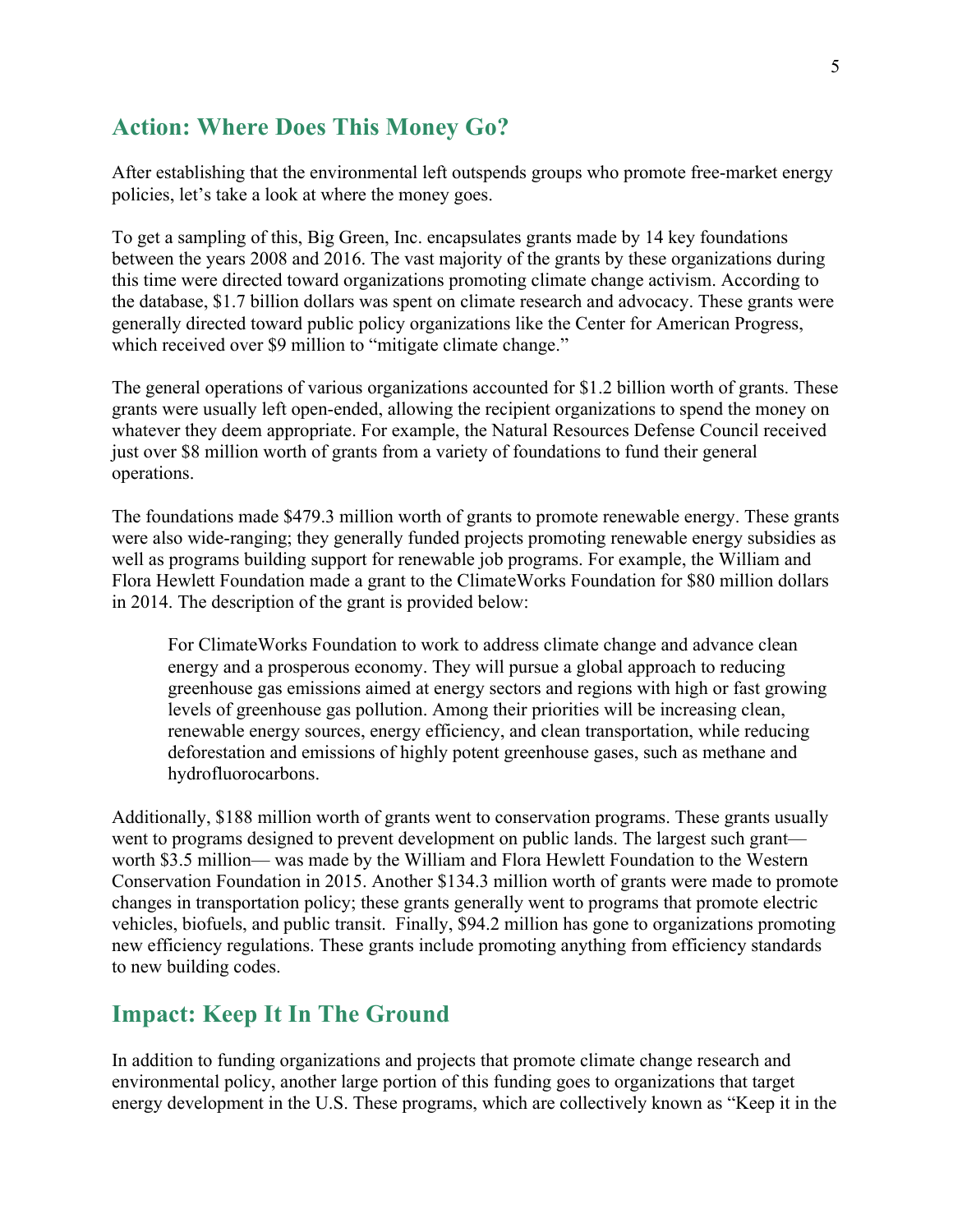## Action: Where Does This Money Go?

After establishing that the environmental left outspends groups who promote free-market energy policies, let's take a look at where the money goes.

To get a sampling of this, Big Green, Inc. encapsulates grants made by 14 key foundations between the years 2008 and 2016. The vast majority of the grants by these organizations during this time were directed toward organizations promoting climate change activism. According to the database, $1.7 billion dollars was spent on climate research and advocacy. These grants were generally directed toward public policy organizations like the Center for American Progress, which received over $9 million to "mitigate climate change."

The general operations of various organizations accounted for $1.2 billion worth of grants. These grants were usually left open-ended, allowing the recipient organizations to spend the money on whatever they deem appropriate. For example, the Natural Resources Defense Council received just over $8 million worth of grants from a variety of foundations to fund their general operations.

The foundations made $479.3 million worth of grants to promote renewable energy. These grants were also wide-ranging; they generally funded projects promoting renewable energy subsidies as well as programs building support for renewable job programs. For example, the William and Flora Hewlett Foundation made a grant to the ClimateWorks Foundation for $80 million dollars in 2014. The description of the grant is provided below:

> For ClimateWorks Foundation to work to address climate change and advance clean energy and a prosperous economy. They will pursue a global approach to reducing greenhouse gas emissions aimed at energy sectors and regions with high or fast growing levels of greenhouse gas pollution. Among their priorities will be increasing clean, renewable energy sources, energy efficiency, and clean transportation, while reducing deforestation and emissions of highly potent greenhouse gases, such as methane and hydrofluorocarbons.

Additionally, $188 million worth of grants went to conservation programs. These grants usually went to programs designed to prevent development on public lands. The largest such grant— worth $3.5 million— was made by the William and Flora Hewlett Foundation to the Western Conservation Foundation in 2015. Another $134.3 million worth of grants were made to promote changes in transportation policy; these grants generally went to programs that promote electric vehicles, biofuels, and public transit. Finally, $94.2 million has gone to organizations promoting new efficiency regulations. These grants include promoting anything from efficiency standards to new building codes.

## Impact: Keep It In The Ground

In addition to funding organizations and projects that promote climate change research and environmental policy, another large portion of this funding goes to organizations that target energy development in the U.S. These programs, which are collectively known as "Keep it in the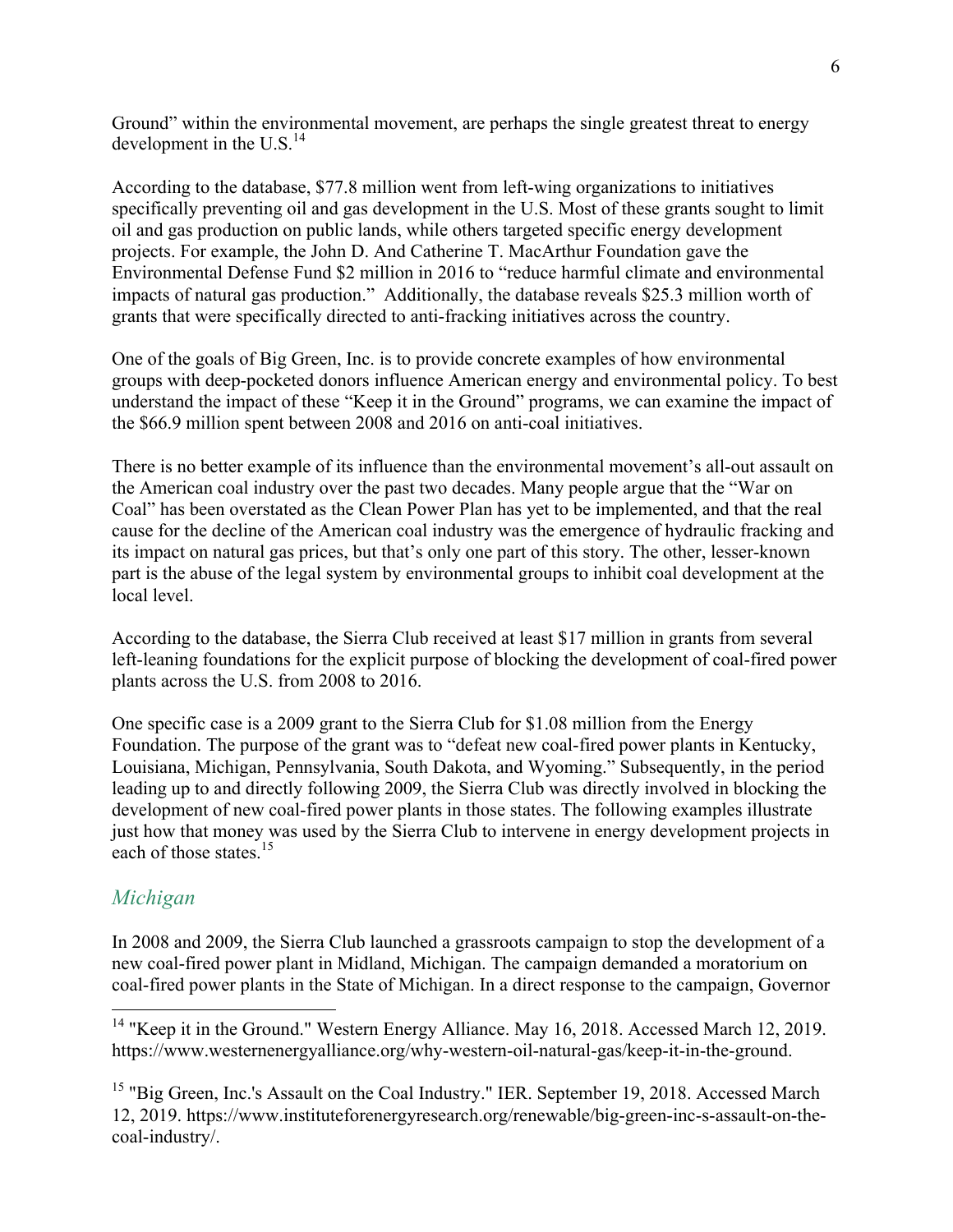Ground" within the environmental movement, are perhaps the single greatest threat to energy development in the U.S.[14]

According to the database, $77.8 million went from left-wing organizations to initiatives specifically preventing oil and gas development in the U.S. Most of these grants sought to limit oil and gas production on public lands, while others targeted specific energy development projects. For example, the John D. And Catherine T. MacArthur Foundation gave the Environmental Defense Fund $2 million in 2016 to "reduce harmful climate and environmental impacts of natural gas production." Additionally, the database reveals $25.3 million worth of grants that were specifically directed to anti-fracking initiatives across the country.

One of the goals of Big Green, Inc. is to provide concrete examples of how environmental groups with deep-pocketed donors influence American energy and environmental policy. To best understand the impact of these "Keep it in the Ground" programs, we can examine the impact of the $66.9 million spent between 2008 and 2016 on anti-coal initiatives.

There is no better example of its influence than the environmental movement's all-out assault on the American coal industry over the past two decades. Many people argue that the "War on Coal" has been overstated as the Clean Power Plan has yet to be implemented, and that the real cause for the decline of the American coal industry was the emergence of hydraulic fracking and its impact on natural gas prices, but that's only one part of this story. The other, lesser-known part is the abuse of the legal system by environmental groups to inhibit coal development at the local level.

According to the database, the Sierra Club received at least $17 million in grants from several left-leaning foundations for the explicit purpose of blocking the development of coal-fired power plants across the U.S. from 2008 to 2016.

One specific case is a 2009 grant to the Sierra Club for $1.08 million from the Energy Foundation. The purpose of the grant was to "defeat new coal-fired power plants in Kentucky, Louisiana, Michigan, Pennsylvania, South Dakota, and Wyoming." Subsequently, in the period leading up to and directly following 2009, the Sierra Club was directly involved in blocking the development of new coal-fired power plants in those states. The following examples illustrate just how that money was used by the Sierra Club to intervene in energy development projects in each of those states.[15]

### *Michigan*

In 2008 and 2009, the Sierra Club launched a grassroots campaign to stop the development of a new coal-fired power plant in Midland, Michigan. The campaign demanded a moratorium on coal-fired power plants in the State of Michigan. In a direct response to the campaign, Governor

---

[14] "Keep it in the Ground." Western Energy Alliance. May 16, 2018. Accessed March 12, 2019. https://www.westernenergyalliance.org/why-western-oil-natural-gas/keep-it-in-the-ground.

[15] "Big Green, Inc.'s Assault on the Coal Industry." IER. September 19, 2018. Accessed March 12, 2019. https://www.instituteforenergyresearch.org/renewable/big-green-inc-s-assault-on-the-coal-industry/.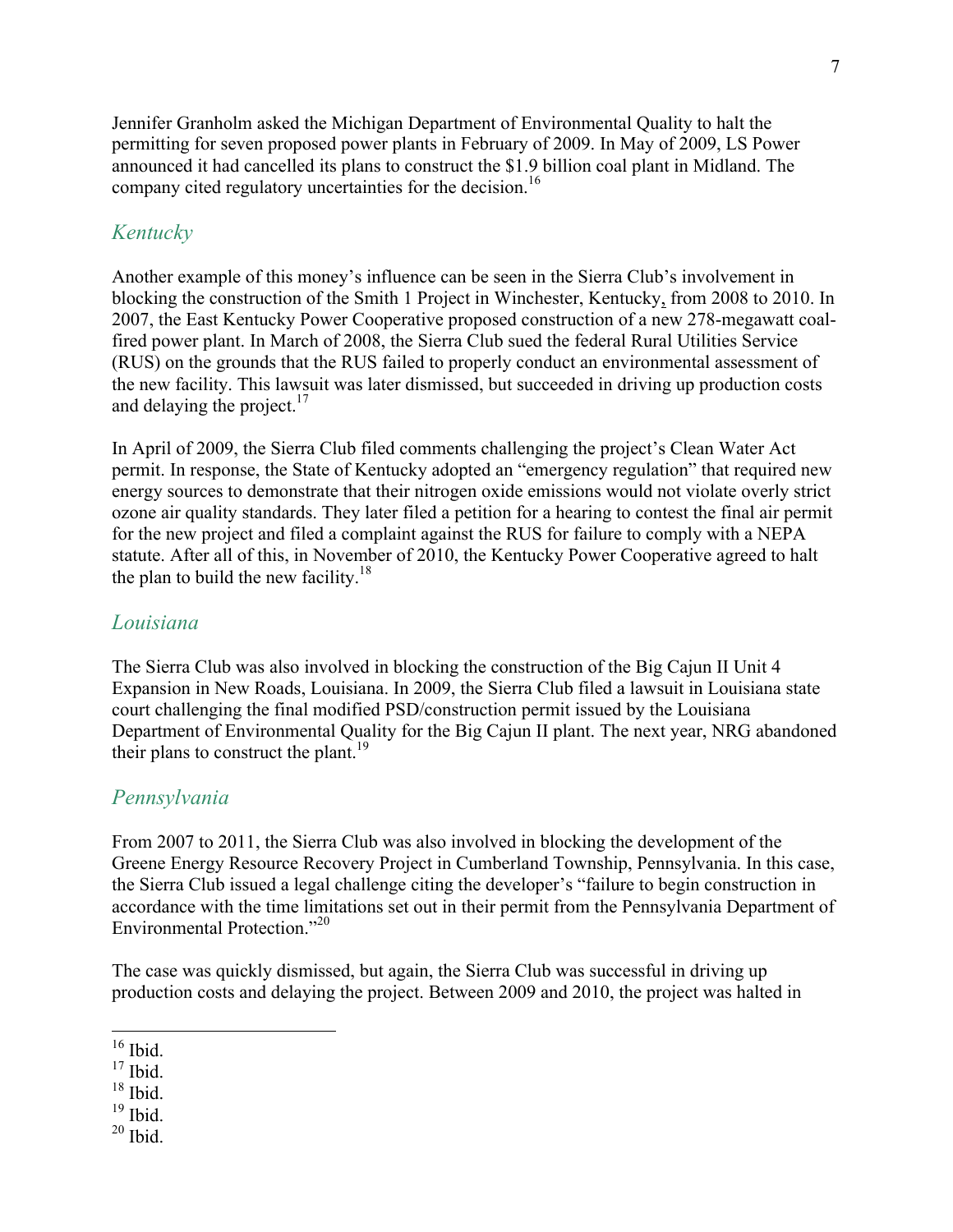Jennifer Granholm asked the Michigan Department of Environmental Quality to halt the permitting for seven proposed power plants in February of 2009. In May of 2009, LS Power announced it had cancelled its plans to construct the $1.9 billion coal plant in Midland. The company cited regulatory uncertainties for the decision.[16]

## *Kentucky*

Another example of this money's influence can be seen in the Sierra Club's involvement in blocking the construction of the Smith 1 Project in Winchester, Kentucky, from 2008 to 2010. In 2007, the East Kentucky Power Cooperative proposed construction of a new 278-megawatt coal-fired power plant. In March of 2008, the Sierra Club sued the federal Rural Utilities Service (RUS) on the grounds that the RUS failed to properly conduct an environmental assessment of the new facility. This lawsuit was later dismissed, but succeeded in driving up production costs and delaying the project.[17]

In April of 2009, the Sierra Club filed comments challenging the project's Clean Water Act permit. In response, the State of Kentucky adopted an "emergency regulation" that required new energy sources to demonstrate that their nitrogen oxide emissions would not violate overly strict ozone air quality standards. They later filed a petition for a hearing to contest the final air permit for the new project and filed a complaint against the RUS for failure to comply with a NEPA statute. After all of this, in November of 2010, the Kentucky Power Cooperative agreed to halt the plan to build the new facility.[18]

## *Louisiana*

The Sierra Club was also involved in blocking the construction of the Big Cajun II Unit 4 Expansion in New Roads, Louisiana. In 2009, the Sierra Club filed a lawsuit in Louisiana state court challenging the final modified PSD/construction permit issued by the Louisiana Department of Environmental Quality for the Big Cajun II plant. The next year, NRG abandoned their plans to construct the plant.[19]

## *Pennsylvania*

From 2007 to 2011, the Sierra Club was also involved in blocking the development of the Greene Energy Resource Recovery Project in Cumberland Township, Pennsylvania. In this case, the Sierra Club issued a legal challenge citing the developer's "failure to begin construction in accordance with the time limitations set out in their permit from the Pennsylvania Department of Environmental Protection."[20]

The case was quickly dismissed, but again, the Sierra Club was successful in driving up production costs and delaying the project. Between 2009 and 2010, the project was halted in

---

[16] Ibid.
[17] Ibid.
[18] Ibid.
[19] Ibid.
[20] Ibid.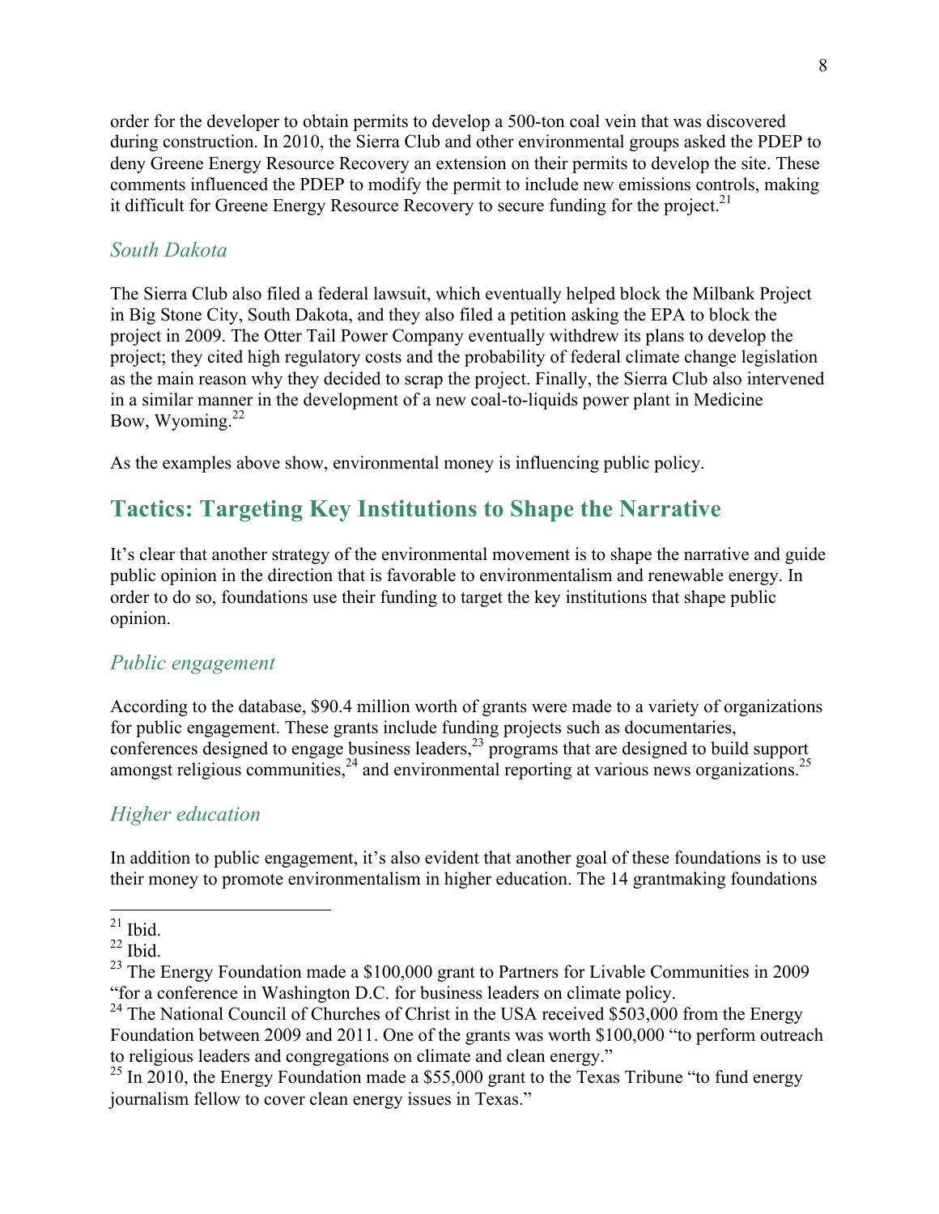order for the developer to obtain permits to develop a 500-ton coal vein that was discovered during construction. In 2010, the Sierra Club and other environmental groups asked the PDEP to deny Greene Energy Resource Recovery an extension on their permits to develop the site. These comments influenced the PDEP to modify the permit to include new emissions controls, making it difficult for Greene Energy Resource Recovery to secure funding for the project.[21]

### *South Dakota*

The Sierra Club also filed a federal lawsuit, which eventually helped block the Milbank Project in Big Stone City, South Dakota, and they also filed a petition asking the EPA to block the project in 2009. The Otter Tail Power Company eventually withdrew its plans to develop the project; they cited high regulatory costs and the probability of federal climate change legislation as the main reason why they decided to scrap the project. Finally, the Sierra Club also intervened in a similar manner in the development of a new coal-to-liquids power plant in Medicine Bow, Wyoming.[22]

As the examples above show, environmental money is influencing public policy.

## Tactics: Targeting Key Institutions to Shape the Narrative

It's clear that another strategy of the environmental movement is to shape the narrative and guide public opinion in the direction that is favorable to environmentalism and renewable energy. In order to do so, foundations use their funding to target the key institutions that shape public opinion.

### *Public engagement*

According to the database, $90.4 million worth of grants were made to a variety of organizations for public engagement. These grants include funding projects such as documentaries, conferences designed to engage business leaders,[23] programs that are designed to build support amongst religious communities,[24] and environmental reporting at various news organizations.[25]

### *Higher education*

In addition to public engagement, it's also evident that another goal of these foundations is to use their money to promote environmentalism in higher education. The 14 grantmaking foundations

---

[21] Ibid.

[22] Ibid.

[23] The Energy Foundation made a $100,000 grant to Partners for Livable Communities in 2009 "for a conference in Washington D.C. for business leaders on climate policy.

[24] The National Council of Churches of Christ in the USA received $503,000 from the Energy Foundation between 2009 and 2011. One of the grants was worth $100,000 "to perform outreach to religious leaders and congregations on climate and clean energy."

[25] In 2010, the Energy Foundation made a $55,000 grant to the Texas Tribune "to fund energy journalism fellow to cover clean energy issues in Texas."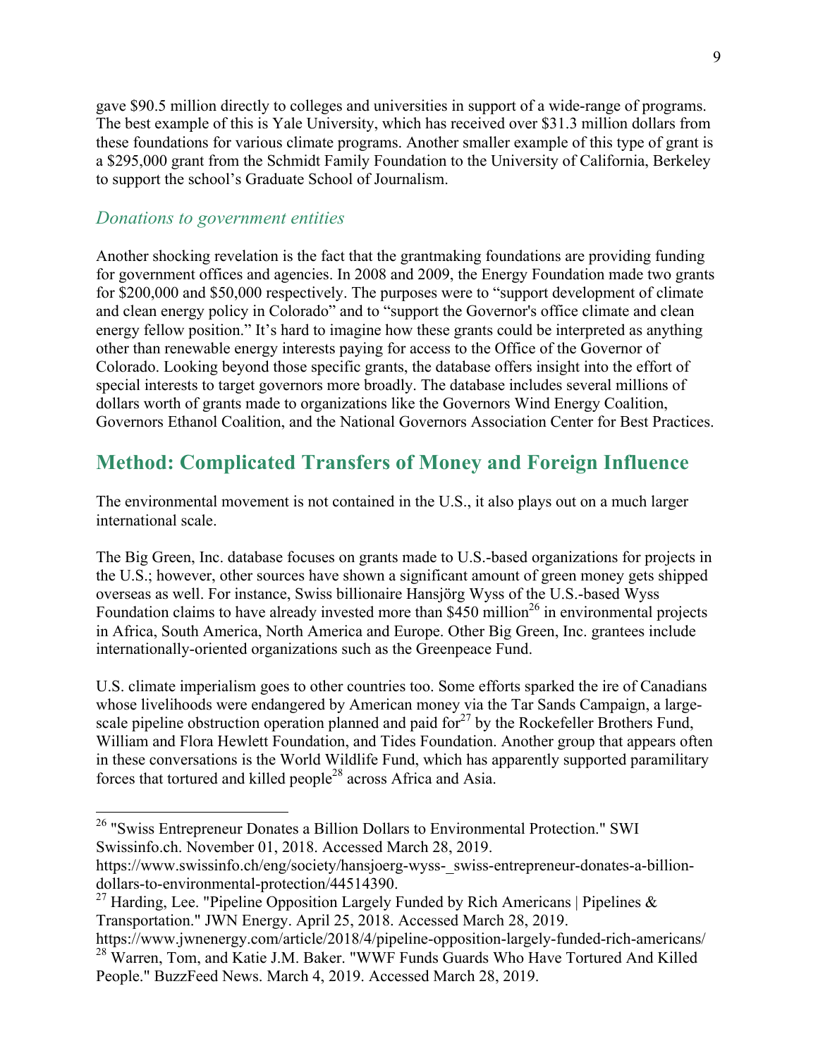gave $90.5 million directly to colleges and universities in support of a wide-range of programs. The best example of this is Yale University, which has received over $31.3 million dollars from these foundations for various climate programs. Another smaller example of this type of grant is a $295,000 grant from the Schmidt Family Foundation to the University of California, Berkeley to support the school's Graduate School of Journalism.

### *Donations to government entities*

Another shocking revelation is the fact that the grantmaking foundations are providing funding for government offices and agencies. In 2008 and 2009, the Energy Foundation made two grants for $200,000 and $50,000 respectively. The purposes were to "support development of climate and clean energy policy in Colorado" and to "support the Governor's office climate and clean energy fellow position." It's hard to imagine how these grants could be interpreted as anything other than renewable energy interests paying for access to the Office of the Governor of Colorado. Looking beyond those specific grants, the database offers insight into the effort of special interests to target governors more broadly. The database includes several millions of dollars worth of grants made to organizations like the Governors Wind Energy Coalition, Governors Ethanol Coalition, and the National Governors Association Center for Best Practices.

## Method: Complicated Transfers of Money and Foreign Influence

The environmental movement is not contained in the U.S., it also plays out on a much larger international scale.

The Big Green, Inc. database focuses on grants made to U.S.-based organizations for projects in the U.S.; however, other sources have shown a significant amount of green money gets shipped overseas as well. For instance, Swiss billionaire Hansjörg Wyss of the U.S.-based Wyss Foundation claims to have already invested more than $450 million[26] in environmental projects in Africa, South America, North America and Europe. Other Big Green, Inc. grantees include internationally-oriented organizations such as the Greenpeace Fund.

U.S. climate imperialism goes to other countries too. Some efforts sparked the ire of Canadians whose livelihoods were endangered by American money via the Tar Sands Campaign, a large-scale pipeline obstruction operation planned and paid for[27] by the Rockefeller Brothers Fund, William and Flora Hewlett Foundation, and Tides Foundation. Another group that appears often in these conversations is the World Wildlife Fund, which has apparently supported paramilitary forces that tortured and killed people[28] across Africa and Asia.

---

[26] "Swiss Entrepreneur Donates a Billion Dollars to Environmental Protection." SWI Swissinfo.ch. November 01, 2018. Accessed March 28, 2019. https://www.swissinfo.ch/eng/society/hansjoerg-wyss-_swiss-entrepreneur-donates-a-billion-dollars-to-environmental-protection/44514390.

[27] Harding, Lee. "Pipeline Opposition Largely Funded by Rich Americans | Pipelines & Transportation." JWN Energy. April 25, 2018. Accessed March 28, 2019. https://www.jwnenergy.com/article/2018/4/pipeline-opposition-largely-funded-rich-americans/

[28] Warren, Tom, and Katie J.M. Baker. "WWF Funds Guards Who Have Tortured And Killed People." BuzzFeed News. March 4, 2019. Accessed March 28, 2019.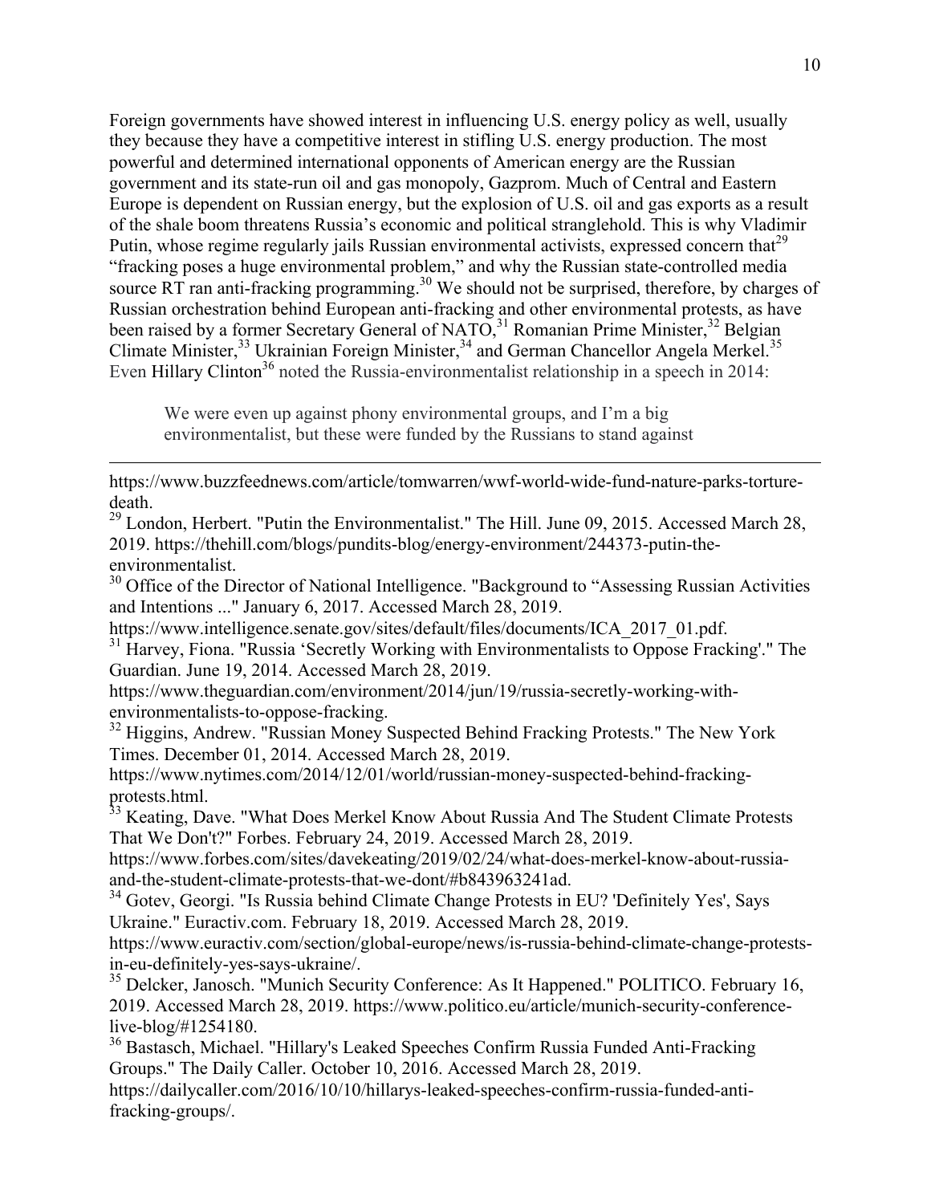Foreign governments have showed interest in influencing U.S. energy policy as well, usually they because they have a competitive interest in stifling U.S. energy production. The most powerful and determined international opponents of American energy are the Russian government and its state-run oil and gas monopoly, Gazprom. Much of Central and Eastern Europe is dependent on Russian energy, but the explosion of U.S. oil and gas exports as a result of the shale boom threatens Russia's economic and political stranglehold. This is why Vladimir Putin, whose regime regularly jails Russian environmental activists, expressed concern that[29] "fracking poses a huge environmental problem," and why the Russian state-controlled media source RT ran anti-fracking programming.[30] We should not be surprised, therefore, by charges of Russian orchestration behind European anti-fracking and other environmental protests, as have been raised by a former Secretary General of NATO,[31] Romanian Prime Minister,[32] Belgian Climate Minister,[33] Ukrainian Foreign Minister,[34] and German Chancellor Angela Merkel.[35] Even Hillary Clinton[36] noted the Russia-environmentalist relationship in a speech in 2014:

> We were even up against phony environmental groups, and I'm a big environmentalist, but these were funded by the Russians to stand against

---

https://www.buzzfeednews.com/article/tomwarren/wwf-world-wide-fund-nature-parks-torture-death.

[29] London, Herbert. "Putin the Environmentalist." The Hill. June 09, 2015. Accessed March 28, 2019. https://thehill.com/blogs/pundits-blog/energy-environment/244373-putin-the-environmentalist.

[30] Office of the Director of National Intelligence. "Background to "Assessing Russian Activities and Intentions ..." January 6, 2017. Accessed March 28, 2019. https://www.intelligence.senate.gov/sites/default/files/documents/ICA_2017_01.pdf.

[31] Harvey, Fiona. "Russia 'Secretly Working with Environmentalists to Oppose Fracking'." The Guardian. June 19, 2014. Accessed March 28, 2019. https://www.theguardian.com/environment/2014/jun/19/russia-secretly-working-with-environmentalists-to-oppose-fracking.

[32] Higgins, Andrew. "Russian Money Suspected Behind Fracking Protests." The New York Times. December 01, 2014. Accessed March 28, 2019. https://www.nytimes.com/2014/12/01/world/russian-money-suspected-behind-fracking-protests.html.

[33] Keating, Dave. "What Does Merkel Know About Russia And The Student Climate Protests That We Don't?" Forbes. February 24, 2019. Accessed March 28, 2019. https://www.forbes.com/sites/davekeating/2019/02/24/what-does-merkel-know-about-russia-and-the-student-climate-protests-that-we-dont/#b843963241ad.

[34] Gotev, Georgi. "Is Russia behind Climate Change Protests in EU? 'Definitely Yes', Says Ukraine." Euractiv.com. February 18, 2019. Accessed March 28, 2019. https://www.euractiv.com/section/global-europe/news/is-russia-behind-climate-change-protests-in-eu-definitely-yes-says-ukraine/.

[35] Delcker, Janosch. "Munich Security Conference: As It Happened." POLITICO. February 16, 2019. Accessed March 28, 2019. https://www.politico.eu/article/munich-security-conference-live-blog/#1254180.

[36] Bastasch, Michael. "Hillary's Leaked Speeches Confirm Russia Funded Anti-Fracking Groups." The Daily Caller. October 10, 2016. Accessed March 28, 2019. https://dailycaller.com/2016/10/10/hillarys-leaked-speeches-confirm-russia-funded-anti-fracking-groups/.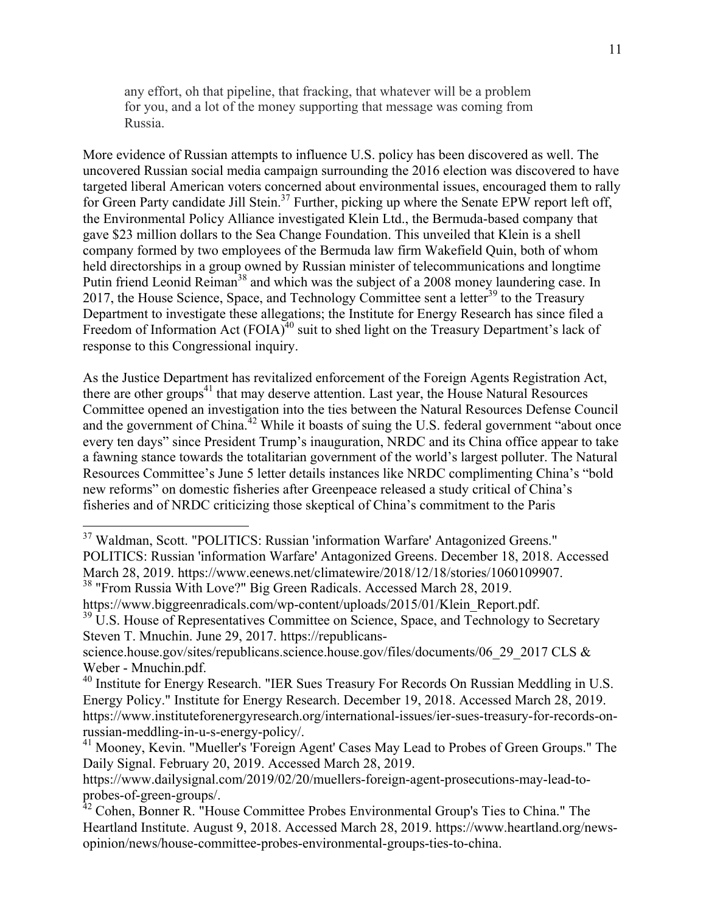> any effort, oh that pipeline, that fracking, that whatever will be a problem for you, and a lot of the money supporting that message was coming from Russia.

More evidence of Russian attempts to influence U.S. policy has been discovered as well. The uncovered Russian social media campaign surrounding the 2016 election was discovered to have targeted liberal American voters concerned about environmental issues, encouraged them to rally for Green Party candidate Jill Stein.[37] Further, picking up where the Senate EPW report left off, the Environmental Policy Alliance investigated Klein Ltd., the Bermuda-based company that gave $23 million dollars to the Sea Change Foundation. This unveiled that Klein is a shell company formed by two employees of the Bermuda law firm Wakefield Quin, both of whom held directorships in a group owned by Russian minister of telecommunications and longtime Putin friend Leonid Reiman[38] and which was the subject of a 2008 money laundering case. In 2017, the House Science, Space, and Technology Committee sent a letter[39] to the Treasury Department to investigate these allegations; the Institute for Energy Research has since filed a Freedom of Information Act (FOIA)[40] suit to shed light on the Treasury Department's lack of response to this Congressional inquiry.

As the Justice Department has revitalized enforcement of the Foreign Agents Registration Act, there are other groups[41] that may deserve attention. Last year, the House Natural Resources Committee opened an investigation into the ties between the Natural Resources Defense Council and the government of China.[42] While it boasts of suing the U.S. federal government "about once every ten days" since President Trump's inauguration, NRDC and its China office appear to take a fawning stance towards the totalitarian government of the world's largest polluter. The Natural Resources Committee's June 5 letter details instances like NRDC complimenting China's "bold new reforms" on domestic fisheries after Greenpeace released a study critical of China's fisheries and of NRDC criticizing those skeptical of China's commitment to the Paris

---

[37] Waldman, Scott. "POLITICS: Russian 'information Warfare' Antagonized Greens." POLITICS: Russian 'information Warfare' Antagonized Greens. December 18, 2018. Accessed March 28, 2019. https://www.eenews.net/climatewire/2018/12/18/stories/1060109907.

[38] "From Russia With Love?" Big Green Radicals. Accessed March 28, 2019. https://www.biggreenradicals.com/wp-content/uploads/2015/01/Klein_Report.pdf.

[39] U.S. House of Representatives Committee on Science, Space, and Technology to Secretary Steven T. Mnuchin. June 29, 2017. https://republicans-science.house.gov/sites/republicans.science.house.gov/files/documents/06_29_2017 CLS & Weber - Mnuchin.pdf.

[40] Institute for Energy Research. "IER Sues Treasury For Records On Russian Meddling in U.S. Energy Policy." Institute for Energy Research. December 19, 2018. Accessed March 28, 2019. https://www.instituteforenergyresearch.org/international-issues/ier-sues-treasury-for-records-on-russian-meddling-in-u-s-energy-policy/.

[41] Mooney, Kevin. "Mueller's 'Foreign Agent' Cases May Lead to Probes of Green Groups." The Daily Signal. February 20, 2019. Accessed March 28, 2019. https://www.dailysignal.com/2019/02/20/muellers-foreign-agent-prosecutions-may-lead-to-probes-of-green-groups/.

[42] Cohen, Bonner R. "House Committee Probes Environmental Group's Ties to China." The Heartland Institute. August 9, 2018. Accessed March 28, 2019. https://www.heartland.org/news-opinion/news/house-committee-probes-environmental-groups-ties-to-china.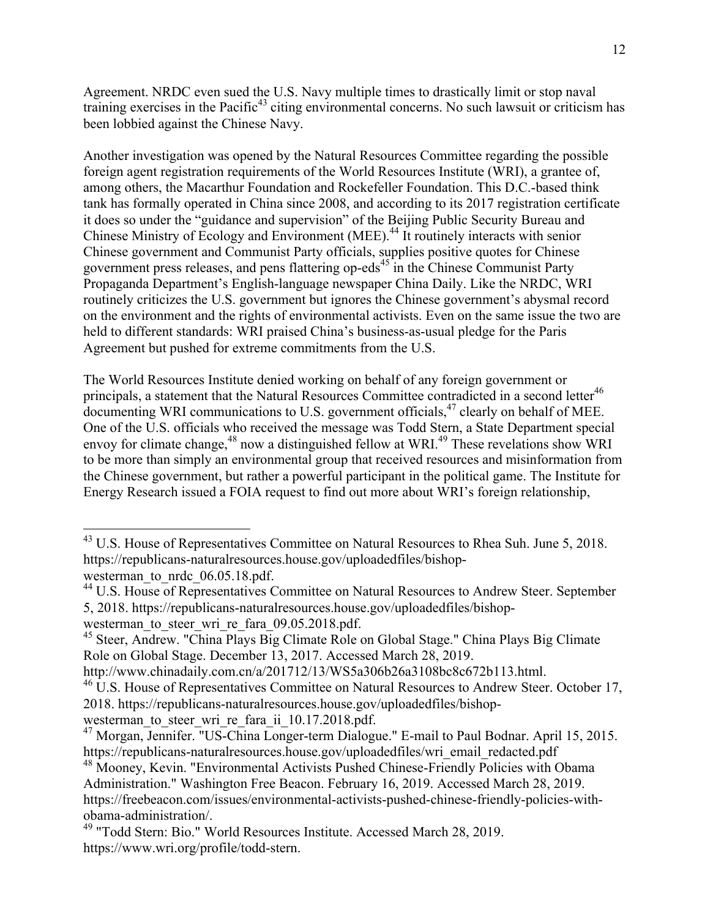Agreement. NRDC even sued the U.S. Navy multiple times to drastically limit or stop naval training exercises in the Pacific[43] citing environmental concerns. No such lawsuit or criticism has been lobbied against the Chinese Navy.

Another investigation was opened by the Natural Resources Committee regarding the possible foreign agent registration requirements of the World Resources Institute (WRI), a grantee of, among others, the Macarthur Foundation and Rockefeller Foundation. This D.C.-based think tank has formally operated in China since 2008, and according to its 2017 registration certificate it does so under the "guidance and supervision" of the Beijing Public Security Bureau and Chinese Ministry of Ecology and Environment (MEE).[44] It routinely interacts with senior Chinese government and Communist Party officials, supplies positive quotes for Chinese government press releases, and pens flattering op-eds[45] in the Chinese Communist Party Propaganda Department's English-language newspaper China Daily. Like the NRDC, WRI routinely criticizes the U.S. government but ignores the Chinese government's abysmal record on the environment and the rights of environmental activists. Even on the same issue the two are held to different standards: WRI praised China's business-as-usual pledge for the Paris Agreement but pushed for extreme commitments from the U.S.

The World Resources Institute denied working on behalf of any foreign government or principals, a statement that the Natural Resources Committee contradicted in a second letter[46] documenting WRI communications to U.S. government officials,[47] clearly on behalf of MEE. One of the U.S. officials who received the message was Todd Stern, a State Department special envoy for climate change,[48] now a distinguished fellow at WRI.[49] These revelations show WRI to be more than simply an environmental group that received resources and misinformation from the Chinese government, but rather a powerful participant in the political game. The Institute for Energy Research issued a FOIA request to find out more about WRI's foreign relationship,

---

[43] U.S. House of Representatives Committee on Natural Resources to Rhea Suh. June 5, 2018. https://republicans-naturalresources.house.gov/uploadedfiles/bishop-westerman_to_nrdc_06.05.18.pdf.

[44] U.S. House of Representatives Committee on Natural Resources to Andrew Steer. September 5, 2018. https://republicans-naturalresources.house.gov/uploadedfiles/bishop-westerman_to_steer_wri_re_fara_09.05.2018.pdf.

[45] Steer, Andrew. "China Plays Big Climate Role on Global Stage." China Plays Big Climate Role on Global Stage. December 13, 2017. Accessed March 28, 2019. http://www.chinadaily.com.cn/a/201712/13/WS5a306b26a3108bc8c672b113.html.

[46] U.S. House of Representatives Committee on Natural Resources to Andrew Steer. October 17, 2018. https://republicans-naturalresources.house.gov/uploadedfiles/bishop-westerman_to_steer_wri_re_fara_ii_10.17.2018.pdf.

[47] Morgan, Jennifer. "US-China Longer-term Dialogue." E-mail to Paul Bodnar. April 15, 2015. https://republicans-naturalresources.house.gov/uploadedfiles/wri_email_redacted.pdf

[48] Mooney, Kevin. "Environmental Activists Pushed Chinese-Friendly Policies with Obama Administration." Washington Free Beacon. February 16, 2019. Accessed March 28, 2019. https://freebeacon.com/issues/environmental-activists-pushed-chinese-friendly-policies-with-obama-administration/.

[49] "Todd Stern: Bio." World Resources Institute. Accessed March 28, 2019. https://www.wri.org/profile/todd-stern.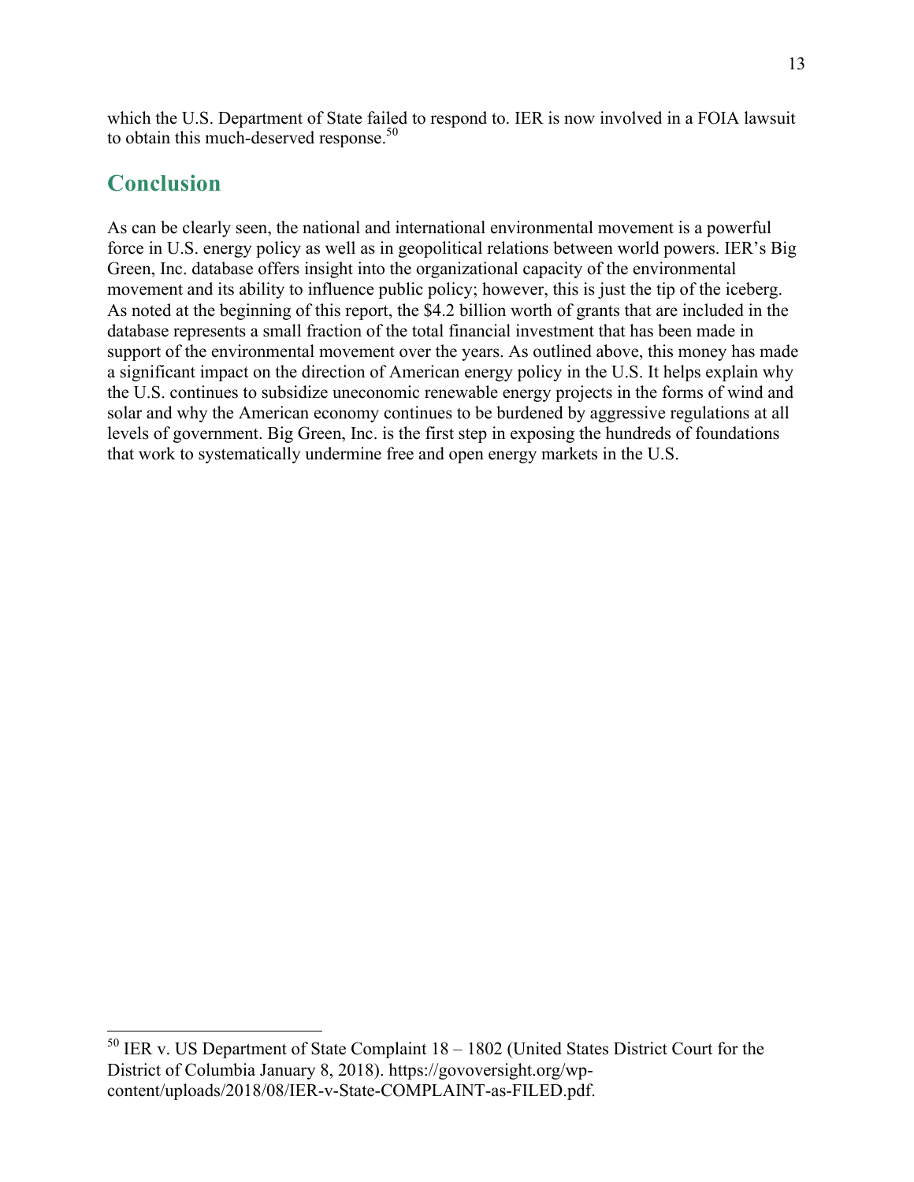which the U.S. Department of State failed to respond to. IER is now involved in a FOIA lawsuit to obtain this much-deserved response.[50]

## Conclusion

As can be clearly seen, the national and international environmental movement is a powerful force in U.S. energy policy as well as in geopolitical relations between world powers. IER's Big Green, Inc. database offers insight into the organizational capacity of the environmental movement and its ability to influence public policy; however, this is just the tip of the iceberg. As noted at the beginning of this report, the $4.2 billion worth of grants that are included in the database represents a small fraction of the total financial investment that has been made in support of the environmental movement over the years. As outlined above, this money has made a significant impact on the direction of American energy policy in the U.S. It helps explain why the U.S. continues to subsidize uneconomic renewable energy projects in the forms of wind and solar and why the American economy continues to be burdened by aggressive regulations at all levels of government. Big Green, Inc. is the first step in exposing the hundreds of foundations that work to systematically undermine free and open energy markets in the U.S.

---

[50] IER v. US Department of State Complaint 18 – 1802 (United States District Court for the District of Columbia January 8, 2018). https://govoversight.org/wp-content/uploads/2018/08/IER-v-State-COMPLAINT-as-FILED.pdf.